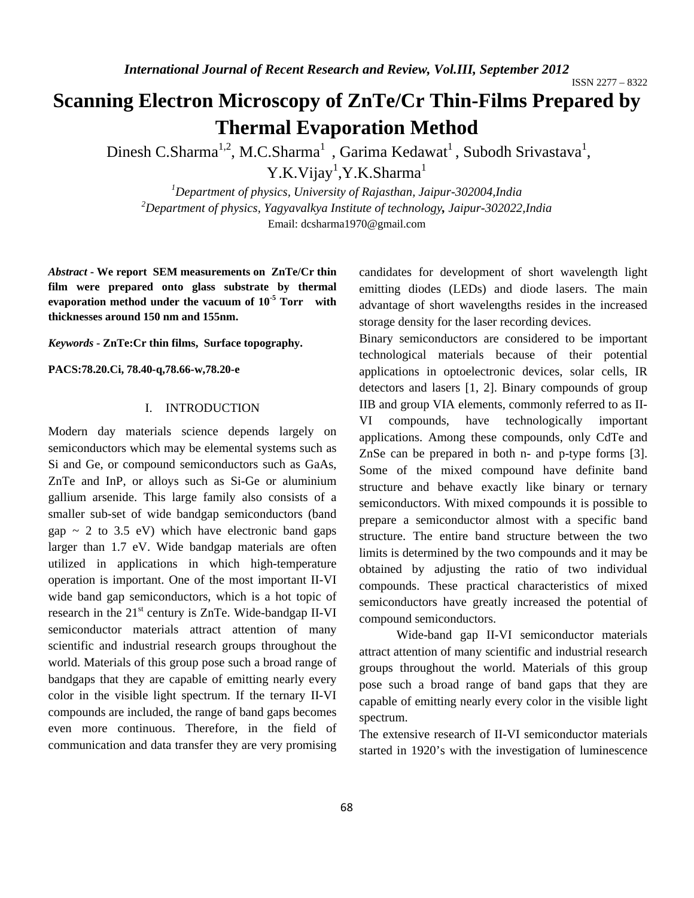# Scanning Electron Microscopy of ZnTe/Cr Thin-Films Prepared by Thermal Evaporation Method

Dinesh C.Sharma[1,2], M.C.Sharma[1] , Garima Kedawat[1] , Subodh Srivastava[1], Y.K.Vijay[1],Y.K.Sharma[1]

[1]*Department of physics, University of Rajasthan, Jaipur-302004,India*

[2]*Department of physics, Yagyavalkya Institute of technology, Jaipur-302022,India*

Email: dcsharma1970@gmail.com

***Abstract*** **- We report SEM measurements on ZnTe/Cr thin film were prepared onto glass substrate by thermal evaporation method under the vacuum of $10^{-5}$ Torr with thicknesses around 150 nm and 155nm.**

***Keywords*** **- ZnTe:Cr thin films, Surface topography.**

**PACS:78.20.Ci, 78.40-q,78.66-w,78.20-e**

## I. INTRODUCTION

Modern day materials science depends largely on semiconductors which may be elemental systems such as Si and Ge, or compound semiconductors such as GaAs, ZnTe and InP, or alloys such as Si-Ge or aluminium gallium arsenide. This large family also consists of a smaller sub-set of wide bandgap semiconductors (band gap ~ 2 to 3.5 eV) which have electronic band gaps larger than 1.7 eV. Wide bandgap materials are often utilized in applications in which high-temperature operation is important. One of the most important II-VI wide band gap semiconductors, which is a hot topic of research in the 21st century is ZnTe. Wide-bandgap II-VI semiconductor materials attract attention of many scientific and industrial research groups throughout the world. Materials of this group pose such a broad range of bandgaps that they are capable of emitting nearly every color in the visible light spectrum. If the ternary II-VI compounds are included, the range of band gaps becomes even more continuous. Therefore, in the field of communication and data transfer they are very promising candidates for development of short wavelength light emitting diodes (LEDs) and diode lasers. The main advantage of short wavelengths resides in the increased storage density for the laser recording devices.

Binary semiconductors are considered to be important technological materials because of their potential applications in optoelectronic devices, solar cells, IR detectors and lasers [1, 2]. Binary compounds of group IIB and group VIA elements, commonly referred to as II-VI compounds, have technologically important applications. Among these compounds, only CdTe and ZnSe can be prepared in both n- and p-type forms [3]. Some of the mixed compound have definite band structure and behave exactly like binary or ternary semiconductors. With mixed compounds it is possible to prepare a semiconductor almost with a specific band structure. The entire band structure between the two limits is determined by the two compounds and it may be obtained by adjusting the ratio of two individual compounds. These practical characteristics of mixed semiconductors have greatly increased the potential of compound semiconductors.

Wide-band gap II-VI semiconductor materials attract attention of many scientific and industrial research groups throughout the world. Materials of this group pose such a broad range of band gaps that they are capable of emitting nearly every color in the visible light spectrum.

The extensive research of II-VI semiconductor materials started in 1920's with the investigation of luminescence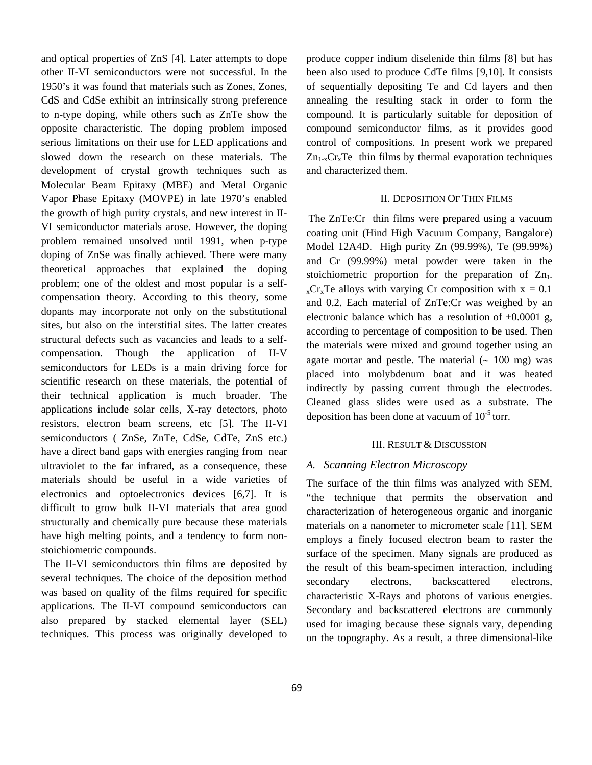and optical properties of ZnS [4]. Later attempts to dope other II-VI semiconductors were not successful. In the 1950's it was found that materials such as Zones, Zones, CdS and CdSe exhibit an intrinsically strong preference to n-type doping, while others such as ZnTe show the opposite characteristic. The doping problem imposed serious limitations on their use for LED applications and slowed down the research on these materials. The development of crystal growth techniques such as Molecular Beam Epitaxy (MBE) and Metal Organic Vapor Phase Epitaxy (MOVPE) in late 1970's enabled the growth of high purity crystals, and new interest in II-VI semiconductor materials arose. However, the doping problem remained unsolved until 1991, when p-type doping of ZnSe was finally achieved. There were many theoretical approaches that explained the doping problem; one of the oldest and most popular is a self-compensation theory. According to this theory, some dopants may incorporate not only on the substitutional sites, but also on the interstitial sites. The latter creates structural defects such as vacancies and leads to a self-compensation. Though the application of II-V semiconductors for LEDs is a main driving force for scientific research on these materials, the potential of their technical application is much broader. The applications include solar cells, X-ray detectors, photo resistors, electron beam screens, etc [5]. The II-VI semiconductors ( ZnSe, ZnTe, CdSe, CdTe, ZnS etc.) have a direct band gaps with energies ranging from near ultraviolet to the far infrared, as a consequence, these materials should be useful in a wide varieties of electronics and optoelectronics devices [6,7]. It is difficult to grow bulk II-VI materials that area good structurally and chemically pure because these materials have high melting points, and a tendency to form non-stoichiometric compounds.

The II-VI semiconductors thin films are deposited by several techniques. The choice of the deposition method was based on quality of the films required for specific applications. The II-VI compound semiconductors can also prepared by stacked elemental layer (SEL) techniques. This process was originally developed to produce copper indium diselenide thin films [8] but has been also used to produce CdTe films [9,10]. It consists of sequentially depositing Te and Cd layers and then annealing the resulting stack in order to form the compound. It is particularly suitable for deposition of compound semiconductor films, as it provides good control of compositions. In present work we prepared $Zn_{1-x}Cr_xTe$ thin films by thermal evaporation techniques and characterized them.

## II. Deposition Of Thin Films

The ZnTe:Cr thin films were prepared using a vacuum coating unit (Hind High Vacuum Company, Bangalore) Model 12A4D. High purity Zn (99.99%), Te (99.99%) and Cr (99.99%) metal powder were taken in the stoichiometric proportion for the preparation of $Zn_{1-x}Cr_xTe$ alloys with varying Cr composition with x = 0.1 and 0.2. Each material of ZnTe:Cr was weighed by an electronic balance which has a resolution of ±0.0001 g, according to percentage of composition to be used. Then the materials were mixed and ground together using an agate mortar and pestle. The material (~ 100 mg) was placed into molybdenum boat and it was heated indirectly by passing current through the electrodes. Cleaned glass slides were used as a substrate. The deposition has been done at vacuum of $10^{-5}$ torr.

## III. Result & Discussion

### *A. Scanning Electron Microscopy*

The surface of the thin films was analyzed with SEM, "the technique that permits the observation and characterization of heterogeneous organic and inorganic materials on a nanometer to micrometer scale [11]. SEM employs a finely focused electron beam to raster the surface of the specimen. Many signals are produced as the result of this beam-specimen interaction, including secondary electrons, backscattered electrons, characteristic X-Rays and photons of various energies. Secondary and backscattered electrons are commonly used for imaging because these signals vary, depending on the topography. As a result, a three dimensional-like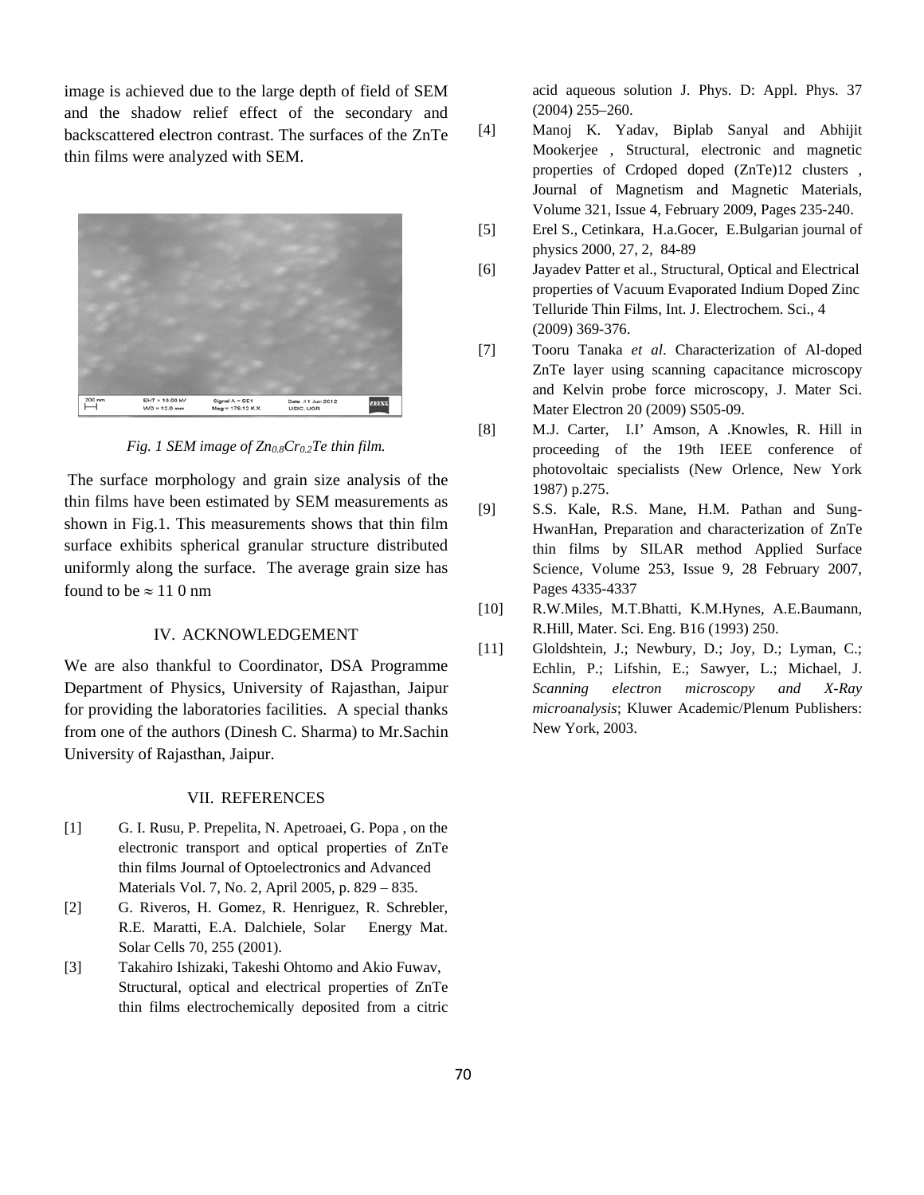image is achieved due to the large depth of field of SEM and the shadow relief effect of the secondary and backscattered electron contrast. The surfaces of the ZnTe thin films were analyzed with SEM.

200 nm
EHT = 10.00 kV
WD = 12.0 mm
Signal A = SE1
Mag = 176.12 K X
Date :11 Jun 2012
USIC, UOR
ZEISS

*Fig. 1 SEM image of $Zn_{0.8}Cr_{0.2}Te$ thin film.*

The surface morphology and grain size analysis of the thin films have been estimated by SEM measurements as shown in Fig.1. This measurements shows that thin film surface exhibits spherical granular structure distributed uniformly along the surface. The average grain size has found to be $\approx$ 11 0 nm

## IV. ACKNOWLEDGEMENT

We are also thankful to Coordinator, DSA Programme Department of Physics, University of Rajasthan, Jaipur for providing the laboratories facilities. A special thanks from one of the authors (Dinesh C. Sharma) to Mr.Sachin University of Rajasthan, Jaipur.

## VII. REFERENCES

[1] G. I. Rusu, P. Prepelita, N. Apetroaei, G. Popa , on the electronic transport and optical properties of ZnTe thin films Journal of Optoelectronics and Advanced Materials Vol. 7, No. 2, April 2005, p. 829 – 835.

[2] G. Riveros, H. Gomez, R. Henriguez, R. Schrebler, R.E. Maratti, E.A. Dalchiele, Solar Energy Mat. Solar Cells 70, 255 (2001).

[3] Takahiro Ishizaki, Takeshi Ohtomo and Akio Fuwav, Structural, optical and electrical properties of ZnTe thin films electrochemically deposited from a citric acid aqueous solution J. Phys. D: Appl. Phys. 37 (2004) 255–260.

[4] Manoj K. Yadav, Biplab Sanyal and Abhijit Mookerjee , Structural, electronic and magnetic properties of Crdoped doped (ZnTe)12 clusters , Journal of Magnetism and Magnetic Materials, Volume 321, Issue 4, February 2009, Pages 235-240.

[5] Erel S., Cetinkara, H.a.Gocer, E.Bulgarian journal of physics 2000, 27, 2, 84-89

[6] Jayadev Patter et al., Structural, Optical and Electrical properties of Vacuum Evaporated Indium Doped Zinc Telluride Thin Films, Int. J. Electrochem. Sci., 4 (2009) 369-376.

[7] Tooru Tanaka *et al*. Characterization of Al-doped ZnTe layer using scanning capacitance microscopy and Kelvin probe force microscopy, J. Mater Sci. Mater Electron 20 (2009) S505-09.

[8] M.J. Carter, I.I' Amson, A .Knowles, R. Hill in proceeding of the 19th IEEE conference of photovoltaic specialists (New Orlence, New York 1987) p.275.

[9] S.S. Kale, R.S. Mane, H.M. Pathan and Sung-HwanHan, Preparation and characterization of ZnTe thin films by SILAR method Applied Surface Science, Volume 253, Issue 9, 28 February 2007, Pages 4335-4337

[10] R.W.Miles, M.T.Bhatti, K.M.Hynes, A.E.Baumann, R.Hill, Mater. Sci. Eng. B16 (1993) 250.

[11] Gloldshtein, J.; Newbury, D.; Joy, D.; Lyman, C.; Echlin, P.; Lifshin, E.; Sawyer, L.; Michael, J. *Scanning electron microscopy and X-Ray microanalysis*; Kluwer Academic/Plenum Publishers: New York, 2003.